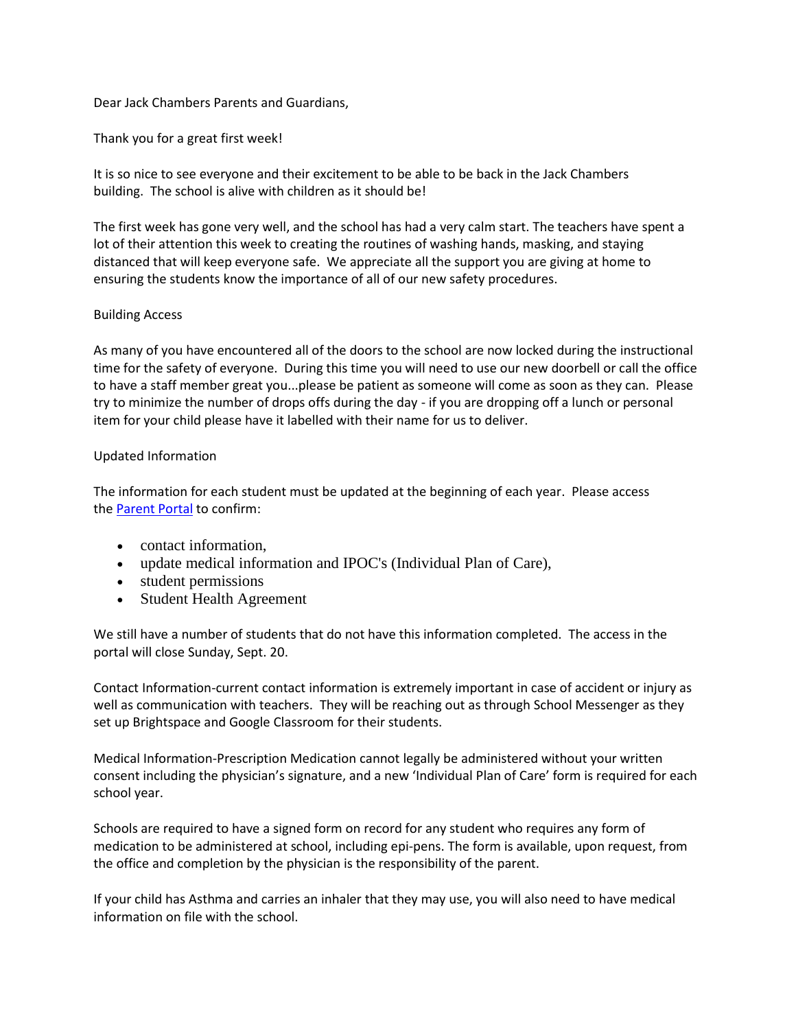Dear Jack Chambers Parents and Guardians,

Thank you for a great first week!

It is so nice to see everyone and their excitement to be able to be back in the Jack Chambers building. The school is alive with children as it should be!

The first week has gone very well, and the school has had a very calm start. The teachers have spent a lot of their attention this week to creating the routines of washing hands, masking, and staying distanced that will keep everyone safe. We appreciate all the support you are giving at home to ensuring the students know the importance of all of our new safety procedures.

## Building Access

As many of you have encountered all of the doors to the school are now locked during the instructional time for the safety of everyone. During this time you will need to use our new doorbell or call the office to have a staff member great you...please be patient as someone will come as soon as they can. Please try to minimize the number of drops offs during the day - if you are dropping off a lunch or personal item for your child please have it labelled with their name for us to deliver.

## Updated Information

The information for each student must be updated at the beginning of each year. Please access the [Parent Portal] to confirm:

- contact information,
- update medical information and IPOC's (Individual Plan of Care),
- student permissions
- Student Health Agreement

We still have a number of students that do not have this information completed. The access in the portal will close Sunday, Sept. 20.

Contact Information-current contact information is extremely important in case of accident or injury as well as communication with teachers. They will be reaching out as through School Messenger as they set up Brightspace and Google Classroom for their students.

Medical Information-Prescription Medication cannot legally be administered without your written consent including the physician's signature, and a new 'Individual Plan of Care' form is required for each school year.

Schools are required to have a signed form on record for any student who requires any form of medication to be administered at school, including epi-pens. The form is available, upon request, from the office and completion by the physician is the responsibility of the parent.

If your child has Asthma and carries an inhaler that they may use, you will also need to have medical information on file with the school.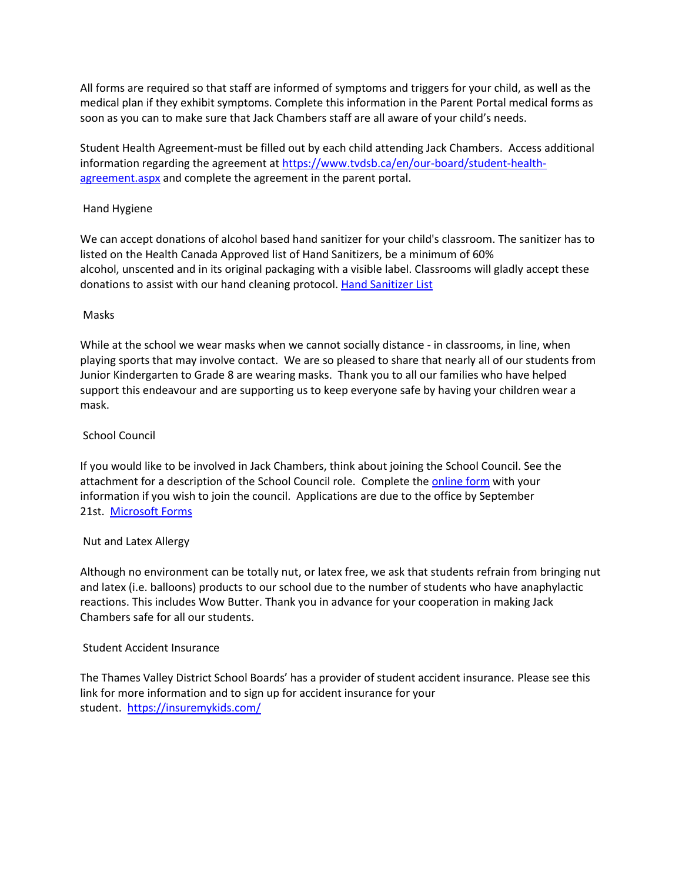All forms are required so that staff are informed of symptoms and triggers for your child, as well as the medical plan if they exhibit symptoms. Complete this information in the Parent Portal medical forms as soon as you can to make sure that Jack Chambers staff are all aware of your child's needs.

Student Health Agreement-must be filled out by each child attending Jack Chambers. Access additional information regarding the agreement at [https://www.tvdsb.ca/en/our-board/student-health-agreement.aspx](https://www.tvdsb.ca/en/our-board/student-health-agreement.aspx) and complete the agreement in the parent portal.

## Hand Hygiene

We can accept donations of alcohol based hand sanitizer for your child's classroom. The sanitizer has to listed on the Health Canada Approved list of Hand Sanitizers, be a minimum of 60% alcohol, unscented and in its original packaging with a visible label. Classrooms will gladly accept these donations to assist with our hand cleaning protocol. Hand Sanitizer List

## Masks

While at the school we wear masks when we cannot socially distance - in classrooms, in line, when playing sports that may involve contact. We are so pleased to share that nearly all of our students from Junior Kindergarten to Grade 8 are wearing masks. Thank you to all our families who have helped support this endeavour and are supporting us to keep everyone safe by having your children wear a mask.

## School Council

If you would like to be involved in Jack Chambers, think about joining the School Council. See the attachment for a description of the School Council role. Complete the online form with your information if you wish to join the council. Applications are due to the office by September 21st. Microsoft Forms

## Nut and Latex Allergy

Although no environment can be totally nut, or latex free, we ask that students refrain from bringing nut and latex (i.e. balloons) products to our school due to the number of students who have anaphylactic reactions. This includes Wow Butter. Thank you in advance for your cooperation in making Jack Chambers safe for all our students.

## Student Accident Insurance

The Thames Valley District School Boards' has a provider of student accident insurance. Please see this link for more information and to sign up for accident insurance for your student. [https://insuremykids.com/](https://insuremykids.com/)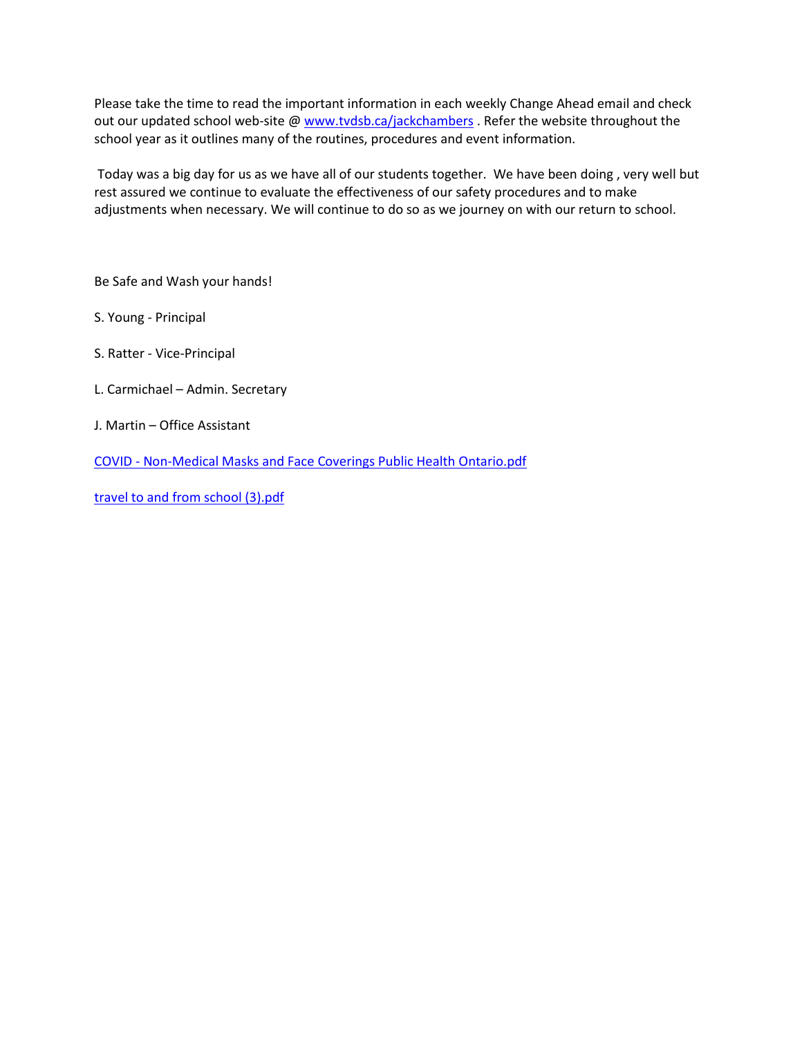Please take the time to read the important information in each weekly Change Ahead email and check out our updated school web-site @ [www.tvdsb.ca/jackchambers](www.tvdsb.ca/jackchambers) . Refer the website throughout the school year as it outlines many of the routines, procedures and event information.

Today was a big day for us as we have all of our students together. We have been doing , very well but rest assured we continue to evaluate the effectiveness of our safety procedures and to make adjustments when necessary. We will continue to do so as we journey on with our return to school.

Be Safe and Wash your hands!

S. Young - Principal

S. Ratter - Vice-Principal

L. Carmichael – Admin. Secretary

J. Martin – Office Assistant

COVID - Non-Medical Masks and Face Coverings Public Health Ontario.pdf

travel to and from school (3).pdf